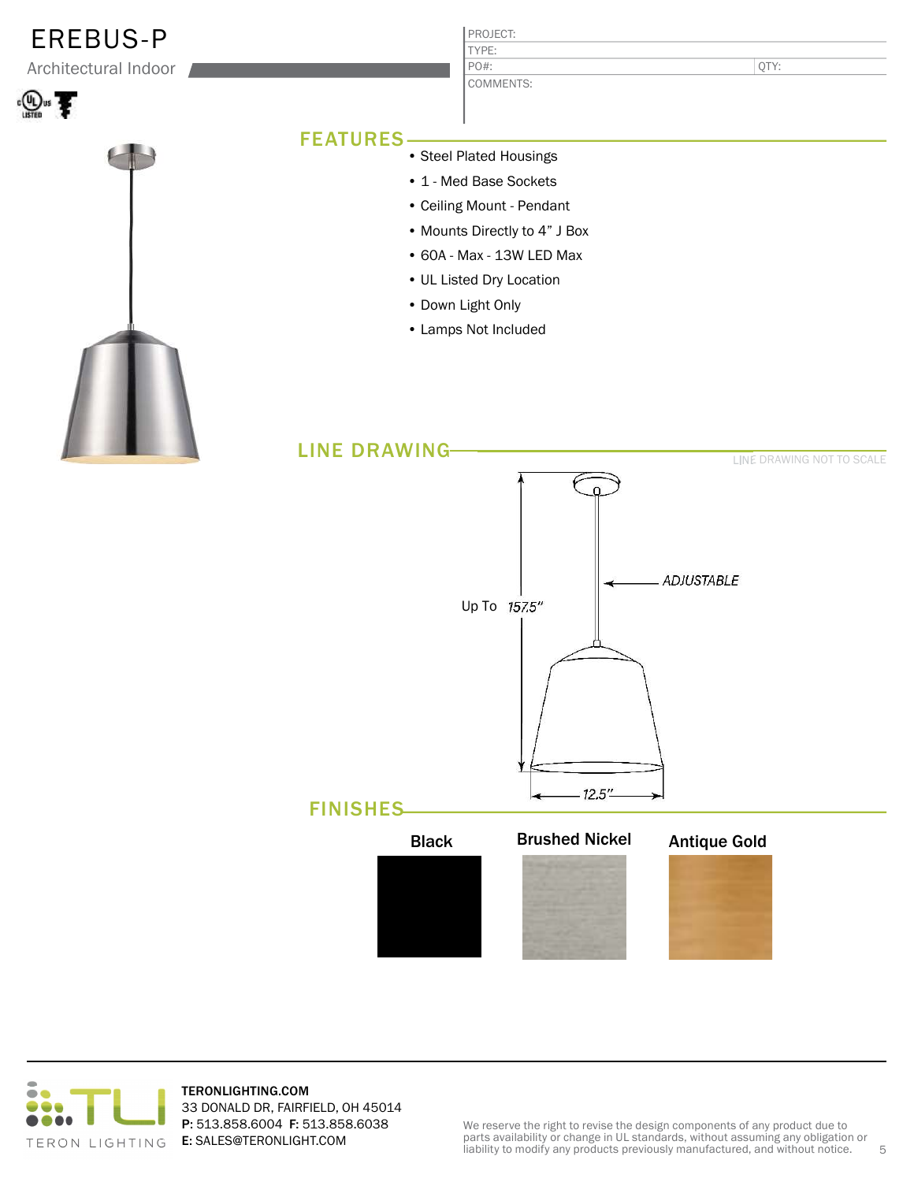# EREBUS-P

Architectural Indoor

| PROJECT: | |
| --- | --- |
| TYPE: | |
| PO#: | QTY: |
| COMMENTS: | |

## FEATURES

- Steel Plated Housings
- 1 - Med Base Sockets
- Ceiling Mount - Pendant
- Mounts Directly to 4" J Box
- 60A - Max - 13W LED Max
- UL Listed Dry Location
- Down Light Only
- Lamps Not Included

## LINE DRAWING

LINE DRAWING NOT TO SCALE

ADJUSTABLE

Up To 157.5"

12.5"

## FINISHES

Black

Brushed Nickel

Antique Gold

TERON LIGHTING

**TERONLIGHTING.COM**
33 DONALD DR, FAIRFIELD, OH 45014
**P:** 513.858.6004 **F:** 513.858.6038
**E:** SALES@TERONLIGHT.COM

We reserve the right to revise the design components of any product due to parts availability or change in UL standards, without assuming any obligation or liability to modify any products previously manufactured, and without notice.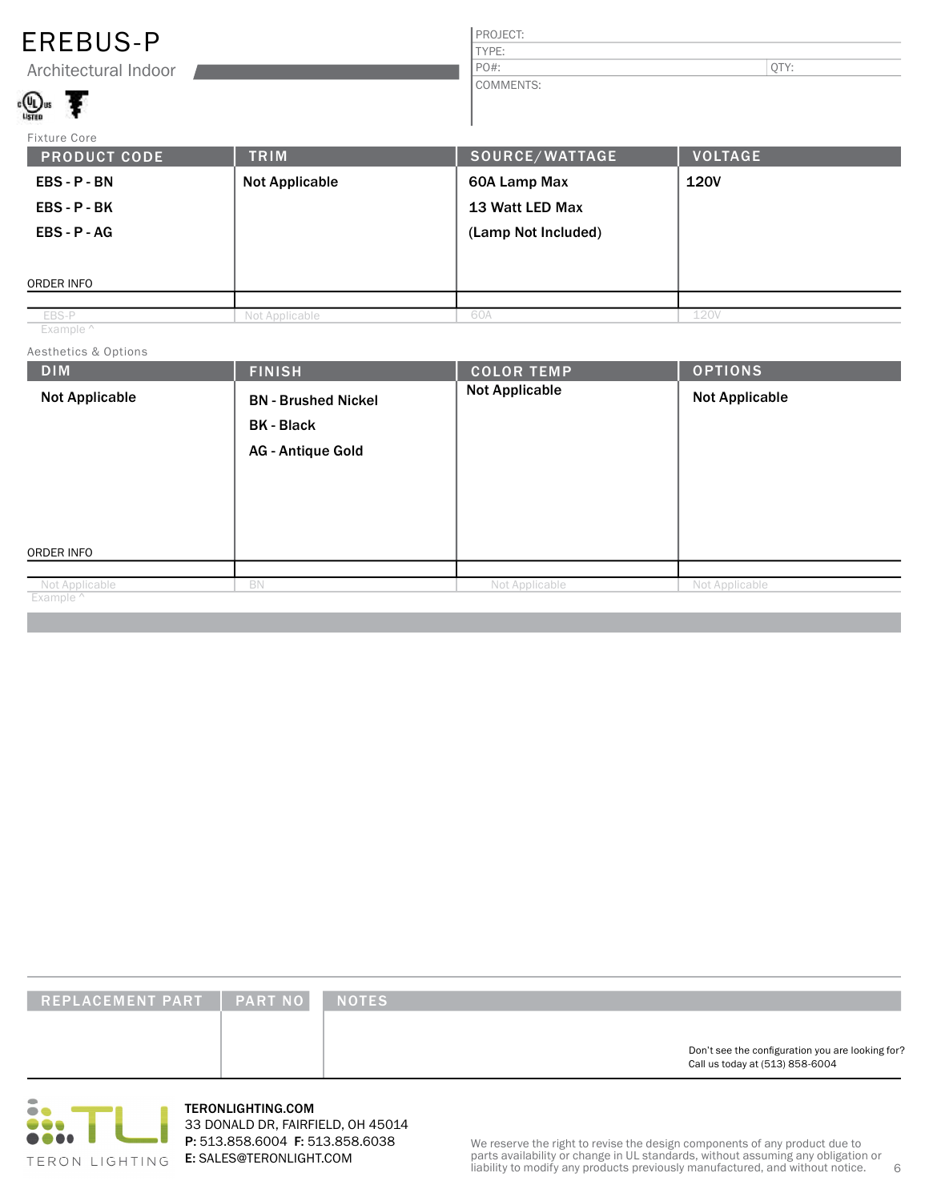# EREBUS-P

Architectual Indoor

| PROJECT: | |
|---|---|
| TYPE: | |
| PO#: | QTY: |
| COMMENTS: | |

Fixture Core

| PRODUCT CODE | TRIM | SOURCE/WATTAGE | VOLTAGE |
|---|---|---|---|
| **EBS - P - BN**<br>**EBS - P - BK**<br>**EBS - P - AG** | **Not Applicable** | **60A Lamp Max**<br>**13 Watt LED Max**<br>**(Lamp Not Included)** | **120V** |
| ORDER INFO | | | |
| | | | |
| EBS-P<br>Example ^ | Not Applicable | 60A | 120V |

Aesthetics & Options

| DIM | FINISH | COLOR TEMP | OPTIONS |
|---|---|---|---|
| **Not Applicable** | **BN - Brushed Nickel**<br>**BK - Black**<br>**AG - Antique Gold** | **Not Applicable** | **Not Applicable** |
| ORDER INFO | | | |
| | | | |
| Not Applicable<br>Example ^ | BN | Not Applicable | Not Applicable |

| REPLACEMENT PART | PART NO | NOTES |
|---|---|---|
| | | Don't see the configuration you are looking for? Call us today at (513) 858-6004 |

TERON LIGHTING

**TERONLIGHTING.COM**
33 DONALD DR, FAIRFIELD, OH 45014
**P:** 513.858.6004 **F:** 513.858.6038
**E:** SALES@TERONLIGHT.COM

We reserve the right to revise the design components of any product due to parts availability or change in UL standards, without assuming any obligation or liability to modify any products previously manufactured, and without notice.